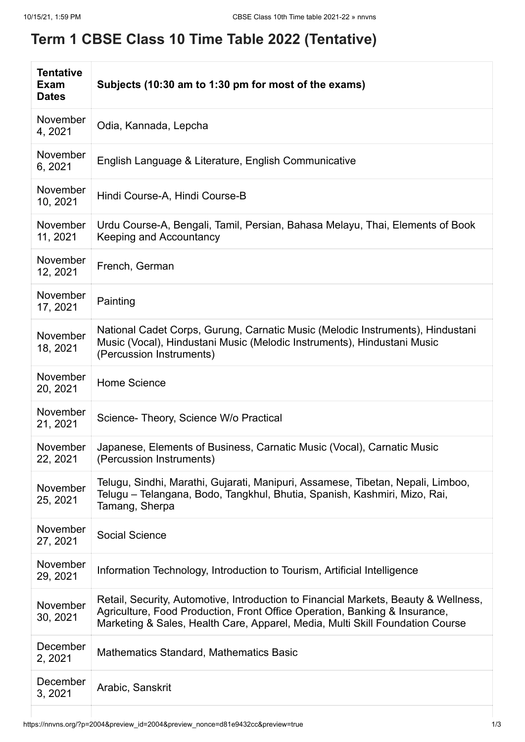# Term 1 CBSE Class 10 Time Table 2022 (Tentative)

| Tentative Exam Dates | Subjects (10:30 am to 1:30 pm for most of the exams) |
|---|---|
| November 4, 2021 | Odia, Kannada, Lepcha |
| November 6, 2021 | English Language & Literature, English Communicative |
| November 10, 2021 | Hindi Course-A, Hindi Course-B |
| November 11, 2021 | Urdu Course-A, Bengali, Tamil, Persian, Bahasa Melayu, Thai, Elements of Book Keeping and Accountancy |
| November 12, 2021 | French, German |
| November 17, 2021 | Painting |
| November 18, 2021 | National Cadet Corps, Gurung, Carnatic Music (Melodic Instruments), Hindustani Music (Vocal), Hindustani Music (Melodic Instruments), Hindustani Music (Percussion Instruments) |
| November 20, 2021 | Home Science |
| November 21, 2021 | Science- Theory, Science W/o Practical |
| November 22, 2021 | Japanese, Elements of Business, Carnatic Music (Vocal), Carnatic Music (Percussion Instruments) |
| November 25, 2021 | Telugu, Sindhi, Marathi, Gujarati, Manipuri, Assamese, Tibetan, Nepali, Limboo, Telugu – Telangana, Bodo, Tangkhul, Bhutia, Spanish, Kashmiri, Mizo, Rai, Tamang, Sherpa |
| November 27, 2021 | Social Science |
| November 29, 2021 | Information Technology, Introduction to Tourism, Artificial Intelligence |
| November 30, 2021 | Retail, Security, Automotive, Introduction to Financial Markets, Beauty & Wellness, Agriculture, Food Production, Front Office Operation, Banking & Insurance, Marketing & Sales, Health Care, Apparel, Media, Multi Skill Foundation Course |
| December 2, 2021 | Mathematics Standard, Mathematics Basic |
| December 3, 2021 | Arabic, Sanskrit |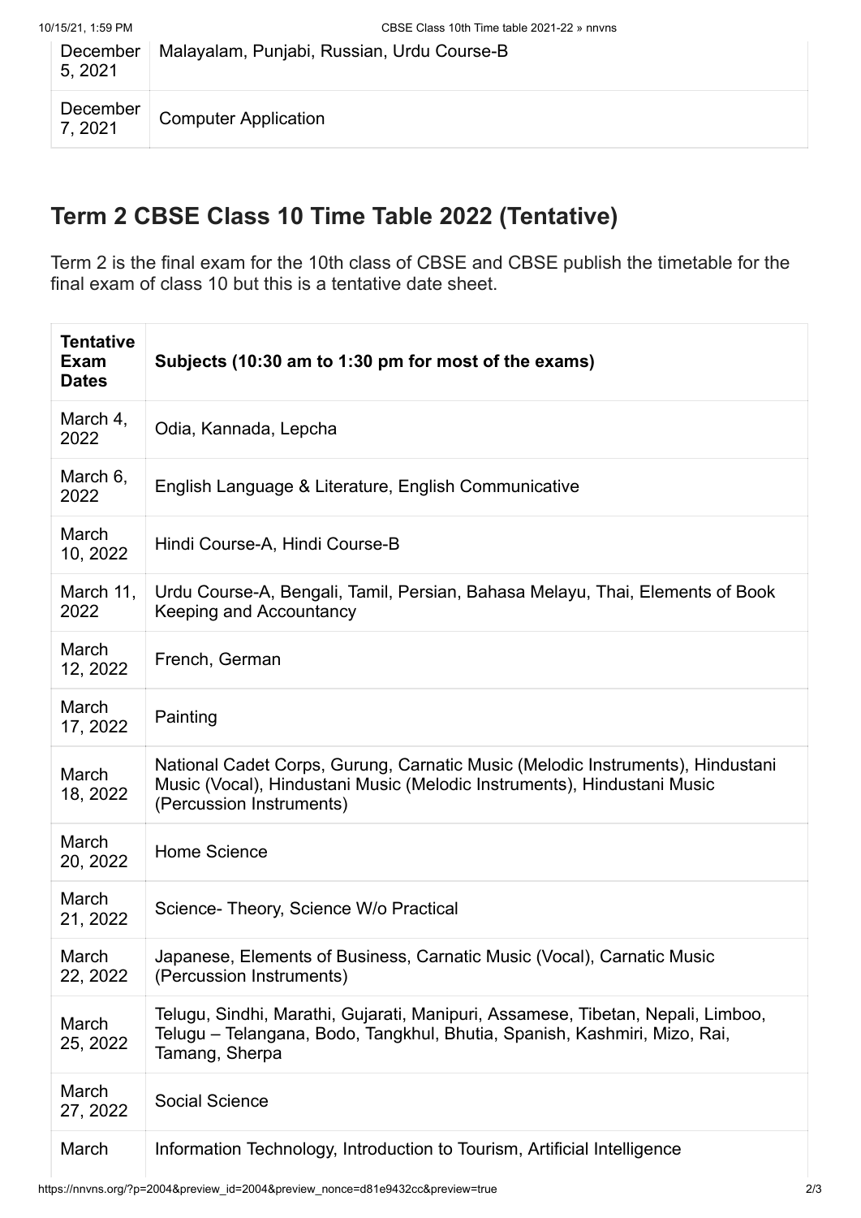| | |
|---|---|
| December 5, 2021 | Malayalam, Punjabi, Russian, Urdu Course-B |
| December 7, 2021 | Computer Application |

## Term 2 CBSE Class 10 Time Table 2022 (Tentative)

Term 2 is the final exam for the 10th class of CBSE and CBSE publish the timetable for the final exam of class 10 but this is a tentative date sheet.

| Tentative Exam Dates | Subjects (10:30 am to 1:30 pm for most of the exams) |
|---|---|
| March 4, 2022 | Odia, Kannada, Lepcha |
| March 6, 2022 | English Language & Literature, English Communicative |
| March 10, 2022 | Hindi Course-A, Hindi Course-B |
| March 11, 2022 | Urdu Course-A, Bengali, Tamil, Persian, Bahasa Melayu, Thai, Elements of Book Keeping and Accountancy |
| March 12, 2022 | French, German |
| March 17, 2022 | Painting |
| March 18, 2022 | National Cadet Corps, Gurung, Carnatic Music (Melodic Instruments), Hindustani Music (Vocal), Hindustani Music (Melodic Instruments), Hindustani Music (Percussion Instruments) |
| March 20, 2022 | Home Science |
| March 21, 2022 | Science- Theory, Science W/o Practical |
| March 22, 2022 | Japanese, Elements of Business, Carnatic Music (Vocal), Carnatic Music (Percussion Instruments) |
| March 25, 2022 | Telugu, Sindhi, Marathi, Gujarati, Manipuri, Assamese, Tibetan, Nepali, Limboo, Telugu – Telangana, Bodo, Tangkhul, Bhutia, Spanish, Kashmiri, Mizo, Rai, Tamang, Sherpa |
| March 27, 2022 | Social Science |
| March | Information Technology, Introduction to Tourism, Artificial Intelligence |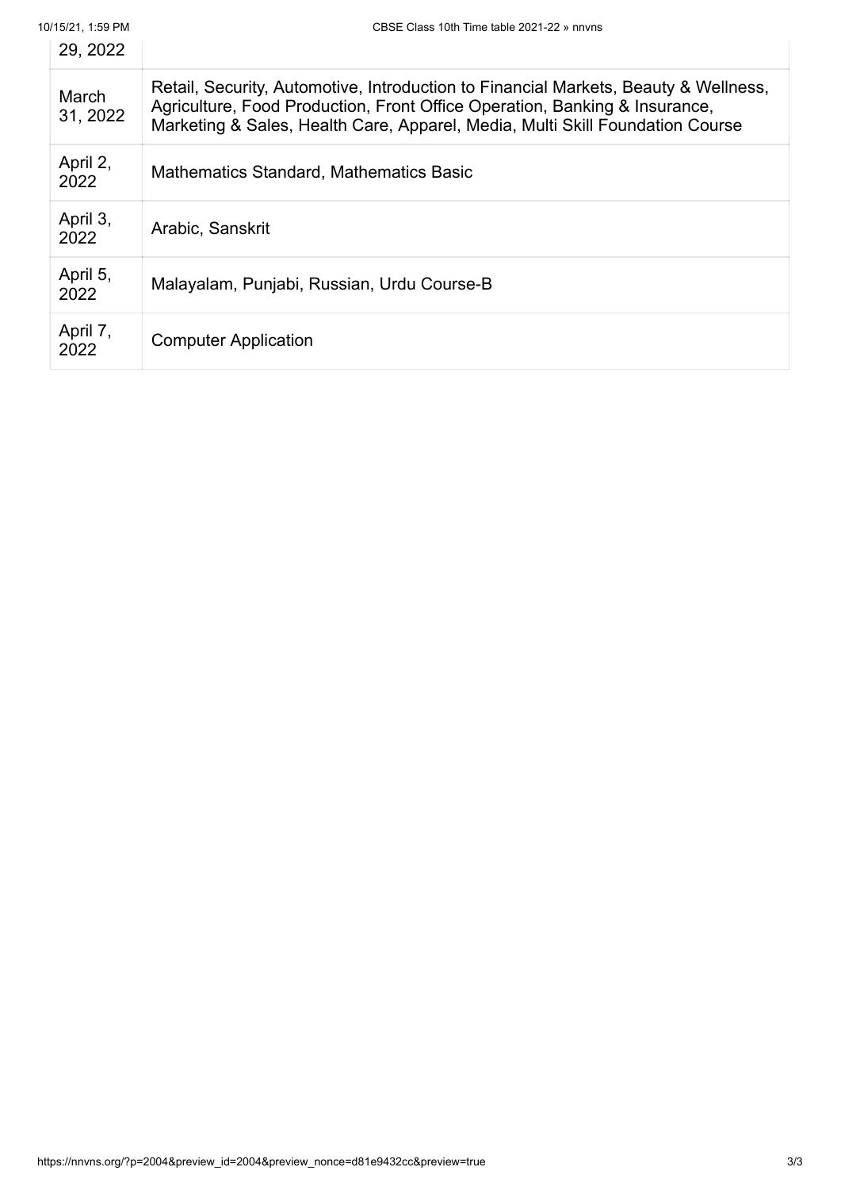| | |
|---|---|
| 29, 2022 | |
| March 31, 2022 | Retail, Security, Automotive, Introduction to Financial Markets, Beauty & Wellness, Agriculture, Food Production, Front Office Operation, Banking & Insurance, Marketing & Sales, Health Care, Apparel, Media, Multi Skill Foundation Course |
| April 2, 2022 | Mathematics Standard, Mathematics Basic |
| April 3, 2022 | Arabic, Sanskrit |
| April 5, 2022 | Malayalam, Punjabi, Russian, Urdu Course-B |
| April 7, 2022 | Computer Application |